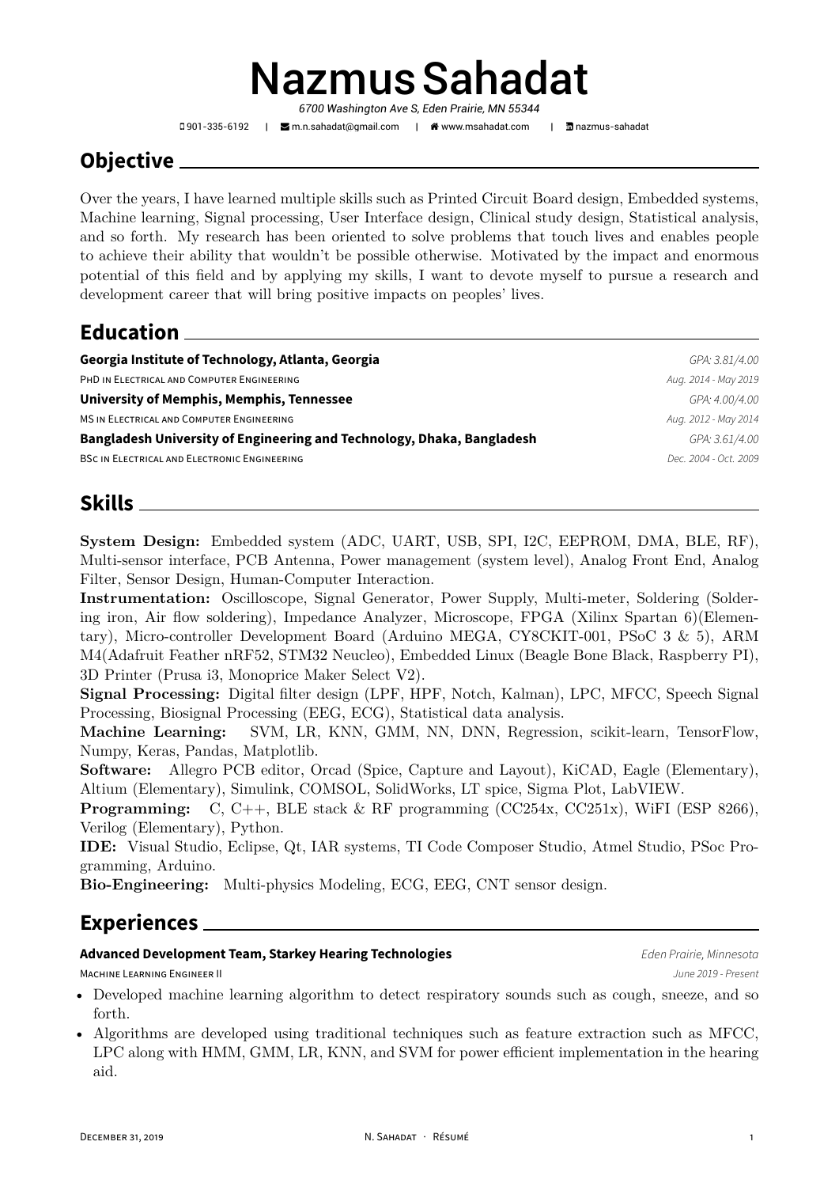# Nazmus Sahadat

*6700 Washington Ave S, Eden Prairie, MN 55344*

901-335-6192 | m.n.sahadat@gmail.com | www.msahadat.com | nazmus-sahadat

## Objective

Over the years, I have learned multiple skills such as Printed Circuit Board design, Embedded systems, Machine learning, Signal processing, User Interface design, Clinical study design, Statistical analysis, and so forth. My research has been oriented to solve problems that touch lives and enables people to achieve their ability that wouldn't be possible otherwise. Motivated by the impact and enormous potential of this field and by applying my skills, I want to devote myself to pursue a research and development career that will bring positive impacts on peoples' lives.

## Education

**Georgia Institute of Technology, Atlanta, Georgia** — *GPA: 3.81/4.00*
PhD in Electrical and Computer Engineering — *Aug. 2014 - May 2019*

**University of Memphis, Memphis, Tennessee** — *GPA: 4.00/4.00*
MS in Electrical and Computer Engineering — *Aug. 2012 - May 2014*

**Bangladesh University of Engineering and Technology, Dhaka, Bangladesh** — *GPA: 3.61/4.00*
BSc in Electrical and Electronic Engineering — *Dec. 2004 - Oct. 2009*

## Skills

**System Design:** Embedded system (ADC, UART, USB, SPI, I2C, EEPROM, DMA, BLE, RF), Multi-sensor interface, PCB Antenna, Power management (system level), Analog Front End, Analog Filter, Sensor Design, Human-Computer Interaction.

**Instrumentation:** Oscilloscope, Signal Generator, Power Supply, Multi-meter, Soldering (Soldering iron, Air flow soldering), Impedance Analyzer, Microscope, FPGA (Xilinx Spartan 6)(Elementary), Micro-controller Development Board (Arduino MEGA, CY8CKIT-001, PSoC 3 & 5), ARM M4(Adafruit Feather nRF52, STM32 Neucleo), Embedded Linux (Beagle Bone Black, Raspberry PI), 3D Printer (Prusa i3, Monoprice Maker Select V2).

**Signal Processing:** Digital filter design (LPF, HPF, Notch, Kalman), LPC, MFCC, Speech Signal Processing, Biosignal Processing (EEG, ECG), Statistical data analysis.

**Machine Learning:** SVM, LR, KNN, GMM, NN, DNN, Regression, scikit-learn, TensorFlow, Numpy, Keras, Pandas, Matplotlib.

**Software:** Allegro PCB editor, Orcad (Spice, Capture and Layout), KiCAD, Eagle (Elementary), Altium (Elementary), Simulink, COMSOL, SolidWorks, LT spice, Sigma Plot, LabVIEW.

**Programming:** C, C++, BLE stack & RF programming (CC254x, CC251x), WiFI (ESP 8266), Verilog (Elementary), Python.

**IDE:** Visual Studio, Eclipse, Qt, IAR systems, TI Code Composer Studio, Atmel Studio, PSoc Programming, Arduino.

**Bio-Engineering:** Multi-physics Modeling, ECG, EEG, CNT sensor design.

## Experiences

**Advanced Development Team, Starkey Hearing Technologies** — *Eden Prairie, Minnesota*
Machine Learning Engineer II — *June 2019 - Present*

- Developed machine learning algorithm to detect respiratory sounds such as cough, sneeze, and so forth.
- Algorithms are developed using traditional techniques such as feature extraction such as MFCC, LPC along with HMM, GMM, LR, KNN, and SVM for power efficient implementation in the hearing aid.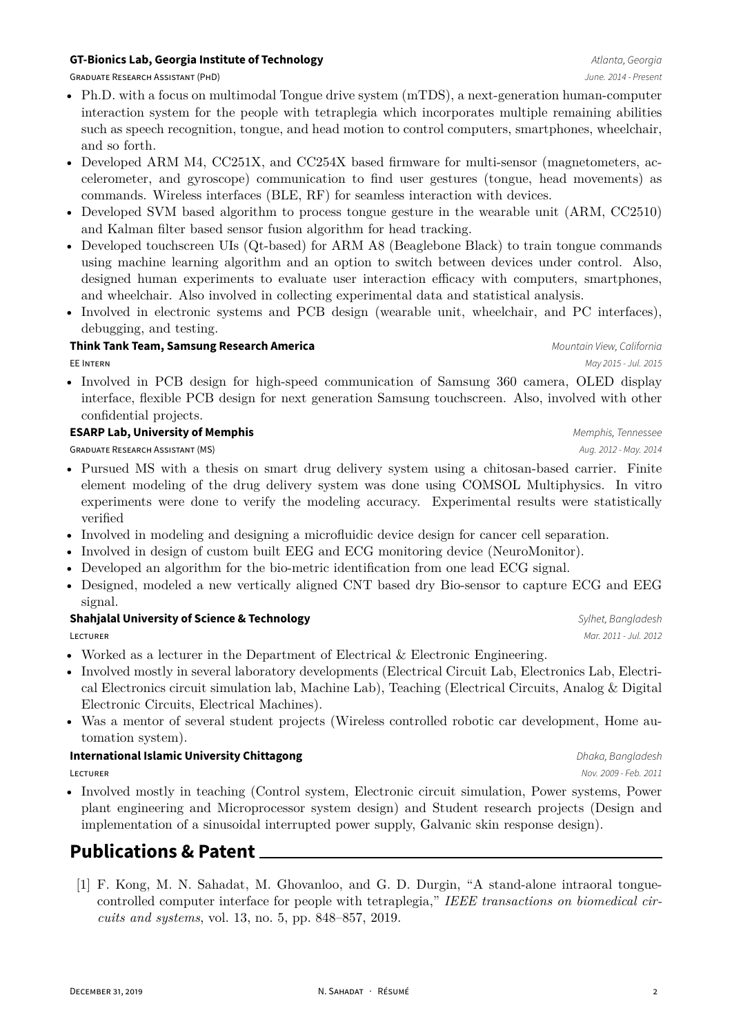**GT-Bionics Lab, Georgia Institute of Technology** *Atlanta, Georgia*
GRADUATE RESEARCH ASSISTANT (PHD) *June. 2014 - Present*

- Ph.D. with a focus on multimodal Tongue drive system (mTDS), a next-generation human-computer interaction system for the people with tetraplegia which incorporates multiple remaining abilities such as speech recognition, tongue, and head motion to control computers, smartphones, wheelchair, and so forth.
- Developed ARM M4, CC251X, and CC254X based firmware for multi-sensor (magnetometers, accelerometer, and gyroscope) communication to find user gestures (tongue, head movements) as commands. Wireless interfaces (BLE, RF) for seamless interaction with devices.
- Developed SVM based algorithm to process tongue gesture in the wearable unit (ARM, CC2510) and Kalman filter based sensor fusion algorithm for head tracking.
- Developed touchscreen UIs (Qt-based) for ARM A8 (Beaglebone Black) to train tongue commands using machine learning algorithm and an option to switch between devices under control. Also, designed human experiments to evaluate user interaction efficacy with computers, smartphones, and wheelchair. Also involved in collecting experimental data and statistical analysis.
- Involved in electronic systems and PCB design (wearable unit, wheelchair, and PC interfaces), debugging, and testing.

**Think Tank Team, Samsung Research America** *Mountain View, California*
EE INTERN *May 2015 - Jul. 2015*

- Involved in PCB design for high-speed communication of Samsung 360 camera, OLED display interface, flexible PCB design for next generation Samsung touchscreen. Also, involved with other confidential projects.

**ESARP Lab, University of Memphis** *Memphis, Tennessee*
GRADUATE RESEARCH ASSISTANT (MS) *Aug. 2012 - May. 2014*

- Pursued MS with a thesis on smart drug delivery system using a chitosan-based carrier. Finite element modeling of the drug delivery system was done using COMSOL Multiphysics. In vitro experiments were done to verify the modeling accuracy. Experimental results were statistically verified
- Involved in modeling and designing a microfluidic device design for cancer cell separation.
- Involved in design of custom built EEG and ECG monitoring device (NeuroMonitor).
- Developed an algorithm for the bio-metric identification from one lead ECG signal.
- Designed, modeled a new vertically aligned CNT based dry Bio-sensor to capture ECG and EEG signal.

**Shahjalal University of Science & Technology** *Sylhet, Bangladesh*
LECTURER *Mar. 2011 - Jul. 2012*

- Worked as a lecturer in the Department of Electrical & Electronic Engineering.
- Involved mostly in several laboratory developments (Electrical Circuit Lab, Electronics Lab, Electrical Electronics circuit simulation lab, Machine Lab), Teaching (Electrical Circuits, Analog & Digital Electronic Circuits, Electrical Machines).
- Was a mentor of several student projects (Wireless controlled robotic car development, Home automation system).

**International Islamic University Chittagong** *Dhaka, Bangladesh*
LECTURER *Nov. 2009 - Feb. 2011*

- Involved mostly in teaching (Control system, Electronic circuit simulation, Power systems, Power plant engineering and Microprocessor system design) and Student research projects (Design and implementation of a sinusoidal interrupted power supply, Galvanic skin response design).

## Publications & Patent

[1] F. Kong, M. N. Sahadat, M. Ghovanloo, and G. D. Durgin, "A stand-alone intraoral tongue-controlled computer interface for people with tetraplegia," *IEEE transactions on biomedical circuits and systems*, vol. 13, no. 5, pp. 848–857, 2019.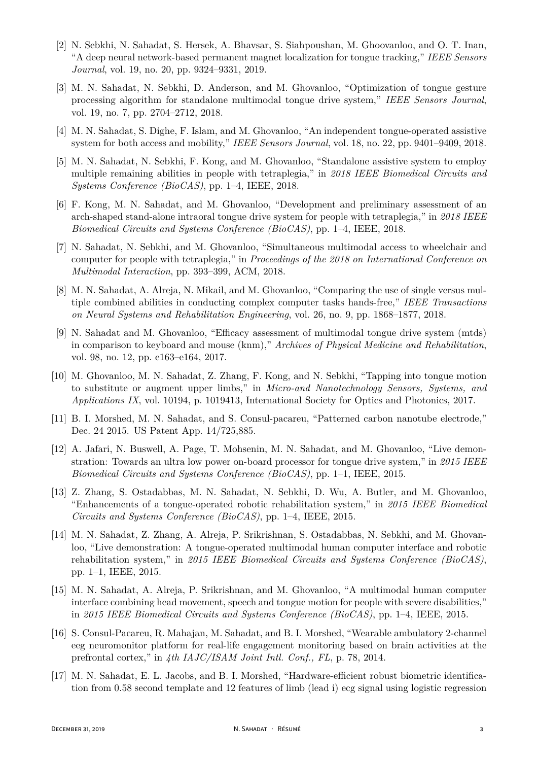[2] N. Sebkhi, N. Sahadat, S. Hersek, A. Bhavsar, S. Siahpoushan, M. Ghoovanloo, and O. T. Inan, "A deep neural network-based permanent magnet localization for tongue tracking," *IEEE Sensors Journal*, vol. 19, no. 20, pp. 9324–9331, 2019.

[3] M. N. Sahadat, N. Sebkhi, D. Anderson, and M. Ghovanloo, "Optimization of tongue gesture processing algorithm for standalone multimodal tongue drive system," *IEEE Sensors Journal*, vol. 19, no. 7, pp. 2704–2712, 2018.

[4] M. N. Sahadat, S. Dighe, F. Islam, and M. Ghovanloo, "An independent tongue-operated assistive system for both access and mobility," *IEEE Sensors Journal*, vol. 18, no. 22, pp. 9401–9409, 2018.

[5] M. N. Sahadat, N. Sebkhi, F. Kong, and M. Ghovanloo, "Standalone assistive system to employ multiple remaining abilities in people with tetraplegia," in *2018 IEEE Biomedical Circuits and Systems Conference (BioCAS)*, pp. 1–4, IEEE, 2018.

[6] F. Kong, M. N. Sahadat, and M. Ghovanloo, "Development and preliminary assessment of an arch-shaped stand-alone intraoral tongue drive system for people with tetraplegia," in *2018 IEEE Biomedical Circuits and Systems Conference (BioCAS)*, pp. 1–4, IEEE, 2018.

[7] N. Sahadat, N. Sebkhi, and M. Ghovanloo, "Simultaneous multimodal access to wheelchair and computer for people with tetraplegia," in *Proceedings of the 2018 on International Conference on Multimodal Interaction*, pp. 393–399, ACM, 2018.

[8] M. N. Sahadat, A. Alreja, N. Mikail, and M. Ghovanloo, "Comparing the use of single versus multiple combined abilities in conducting complex computer tasks hands-free," *IEEE Transactions on Neural Systems and Rehabilitation Engineering*, vol. 26, no. 9, pp. 1868–1877, 2018.

[9] N. Sahadat and M. Ghovanloo, "Efficacy assessment of multimodal tongue drive system (mtds) in comparison to keyboard and mouse (knm)," *Archives of Physical Medicine and Rehabilitation*, vol. 98, no. 12, pp. e163–e164, 2017.

[10] M. Ghovanloo, M. N. Sahadat, Z. Zhang, F. Kong, and N. Sebkhi, "Tapping into tongue motion to substitute or augment upper limbs," in *Micro-and Nanotechnology Sensors, Systems, and Applications IX*, vol. 10194, p. 1019413, International Society for Optics and Photonics, 2017.

[11] B. I. Morshed, M. N. Sahadat, and S. Consul-pacareu, "Patterned carbon nanotube electrode," Dec. 24 2015. US Patent App. 14/725,885.

[12] A. Jafari, N. Buswell, A. Page, T. Mohsenin, M. N. Sahadat, and M. Ghovanloo, "Live demonstration: Towards an ultra low power on-board processor for tongue drive system," in *2015 IEEE Biomedical Circuits and Systems Conference (BioCAS)*, pp. 1–1, IEEE, 2015.

[13] Z. Zhang, S. Ostadabbas, M. N. Sahadat, N. Sebkhi, D. Wu, A. Butler, and M. Ghovanloo, "Enhancements of a tongue-operated robotic rehabilitation system," in *2015 IEEE Biomedical Circuits and Systems Conference (BioCAS)*, pp. 1–4, IEEE, 2015.

[14] M. N. Sahadat, Z. Zhang, A. Alreja, P. Srikrishnan, S. Ostadabbas, N. Sebkhi, and M. Ghovanloo, "Live demonstration: A tongue-operated multimodal human computer interface and robotic rehabilitation system," in *2015 IEEE Biomedical Circuits and Systems Conference (BioCAS)*, pp. 1–1, IEEE, 2015.

[15] M. N. Sahadat, A. Alreja, P. Srikrishnan, and M. Ghovanloo, "A multimodal human computer interface combining head movement, speech and tongue motion for people with severe disabilities," in *2015 IEEE Biomedical Circuits and Systems Conference (BioCAS)*, pp. 1–4, IEEE, 2015.

[16] S. Consul-Pacareu, R. Mahajan, M. Sahadat, and B. I. Morshed, "Wearable ambulatory 2-channel eeg neuromonitor platform for real-life engagement monitoring based on brain activities at the prefrontal cortex," in *4th IAJC/ISAM Joint Intl. Conf., FL*, p. 78, 2014.

[17] M. N. Sahadat, E. L. Jacobs, and B. I. Morshed, "Hardware-efficient robust biometric identification from 0.58 second template and 12 features of limb (lead i) ecg signal using logistic regression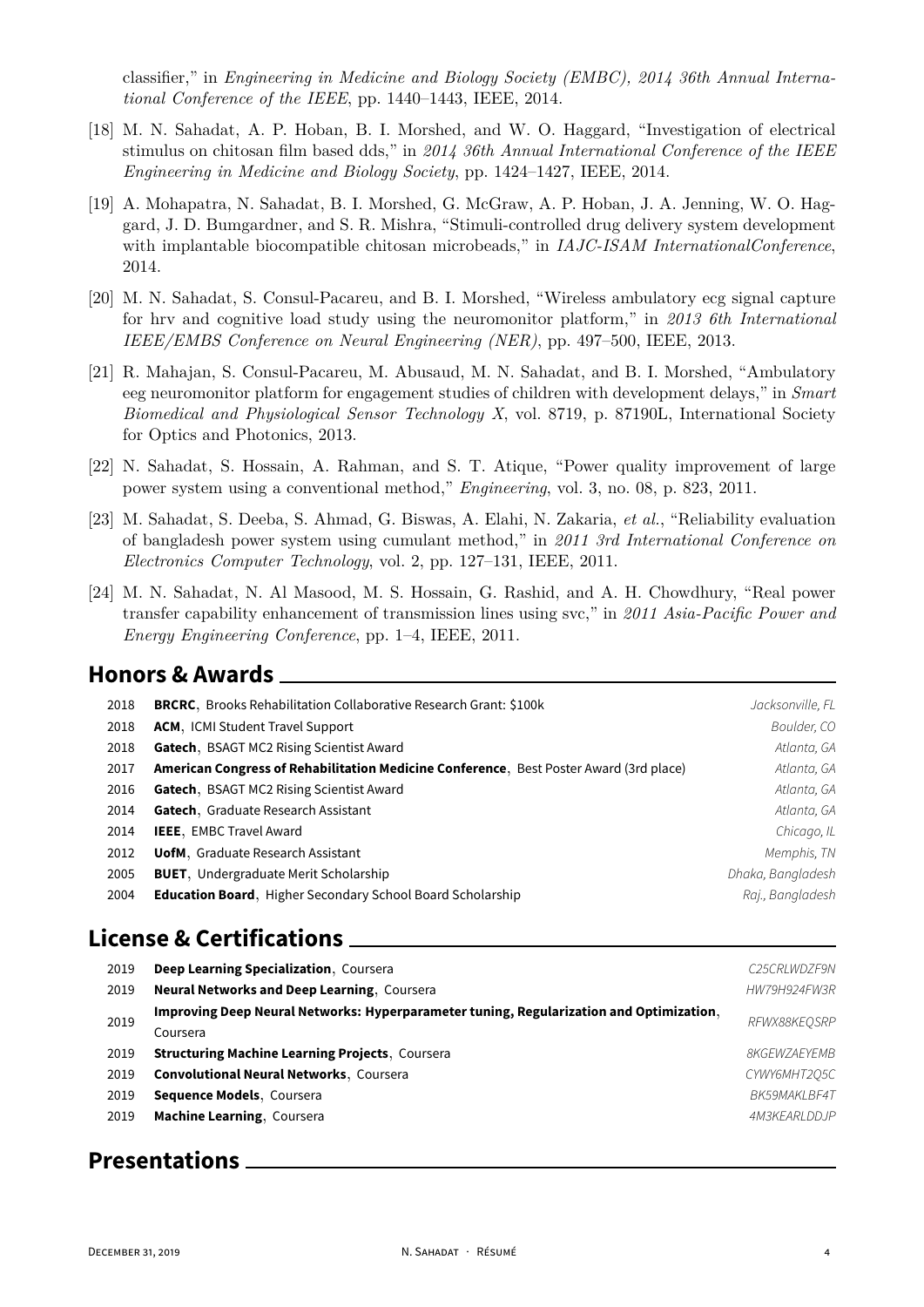classifier," in *Engineering in Medicine and Biology Society (EMBC), 2014 36th Annual International Conference of the IEEE*, pp. 1440–1443, IEEE, 2014.

[18] M. N. Sahadat, A. P. Hoban, B. I. Morshed, and W. O. Haggard, "Investigation of electrical stimulus on chitosan film based dds," in *2014 36th Annual International Conference of the IEEE Engineering in Medicine and Biology Society*, pp. 1424–1427, IEEE, 2014.

[19] A. Mohapatra, N. Sahadat, B. I. Morshed, G. McGraw, A. P. Hoban, J. A. Jenning, W. O. Haggard, J. D. Bumgardner, and S. R. Mishra, "Stimuli-controlled drug delivery system development with implantable biocompatible chitosan microbeads," in *IAJC-ISAM InternationalConference*, 2014.

[20] M. N. Sahadat, S. Consul-Pacareu, and B. I. Morshed, "Wireless ambulatory ecg signal capture for hrv and cognitive load study using the neuromonitor platform," in *2013 6th International IEEE/EMBS Conference on Neural Engineering (NER)*, pp. 497–500, IEEE, 2013.

[21] R. Mahajan, S. Consul-Pacareu, M. Abusaud, M. N. Sahadat, and B. I. Morshed, "Ambulatory eeg neuromonitor platform for engagement studies of children with development delays," in *Smart Biomedical and Physiological Sensor Technology X*, vol. 8719, p. 87190L, International Society for Optics and Photonics, 2013.

[22] N. Sahadat, S. Hossain, A. Rahman, and S. T. Atique, "Power quality improvement of large power system using a conventional method," *Engineering*, vol. 3, no. 08, p. 823, 2011.

[23] M. Sahadat, S. Deeba, S. Ahmad, G. Biswas, A. Elahi, N. Zakaria, *et al.*, "Reliability evaluation of bangladesh power system using cumulant method," in *2011 3rd International Conference on Electronics Computer Technology*, vol. 2, pp. 127–131, IEEE, 2011.

[24] M. N. Sahadat, N. Al Masood, M. S. Hossain, G. Rashid, and A. H. Chowdhury, "Real power transfer capability enhancement of transmission lines using svc," in *2011 Asia-Pacific Power and Energy Engineering Conference*, pp. 1–4, IEEE, 2011.

## Honors & Awards

| | | |
|---|---|---|
| 2018 | **BRCRC**, Brooks Rehabilitation Collaborative Research Grant: $100k | *Jacksonville, FL* |
| 2018 | **ACM**, ICMI Student Travel Support | *Boulder, CO* |
| 2018 | **Gatech**, BSAGT MC2 Rising Scientist Award | *Atlanta, GA* |
| 2017 | **American Congress of Rehabilitation Medicine Conference**, Best Poster Award (3rd place) | *Atlanta, GA* |
| 2016 | **Gatech**, BSAGT MC2 Rising Scientist Award | *Atlanta, GA* |
| 2014 | **Gatech**, Graduate Research Assistant | *Atlanta, GA* |
| 2014 | **IEEE**, EMBC Travel Award | *Chicago, IL* |
| 2012 | **UofM**, Graduate Research Assistant | *Memphis, TN* |
| 2005 | **BUET**, Undergraduate Merit Scholarship | *Dhaka, Bangladesh* |
| 2004 | **Education Board**, Higher Secondary School Board Scholarship | *Raj., Bangladesh* |

## License & Certifications

| | | |
|---|---|---|
| 2019 | **Deep Learning Specialization**, Coursera | *C25CRLWDZF9N* |
| 2019 | **Neural Networks and Deep Learning**, Coursera | *HW79H924FW3R* |
| 2019 | **Improving Deep Neural Networks: Hyperparameter tuning, Regularization and Optimization**, Coursera | *RFWX88KEQSRP* |
| 2019 | **Structuring Machine Learning Projects**, Coursera | *8KGEWZAEYEMB* |
| 2019 | **Convolutional Neural Networks**, Coursera | *CYWY6MHT2Q5C* |
| 2019 | **Sequence Models**, Coursera | *BK59MAKLBF4T* |
| 2019 | **Machine Learning**, Coursera | *4M3KEARLDDJP* |

## Presentations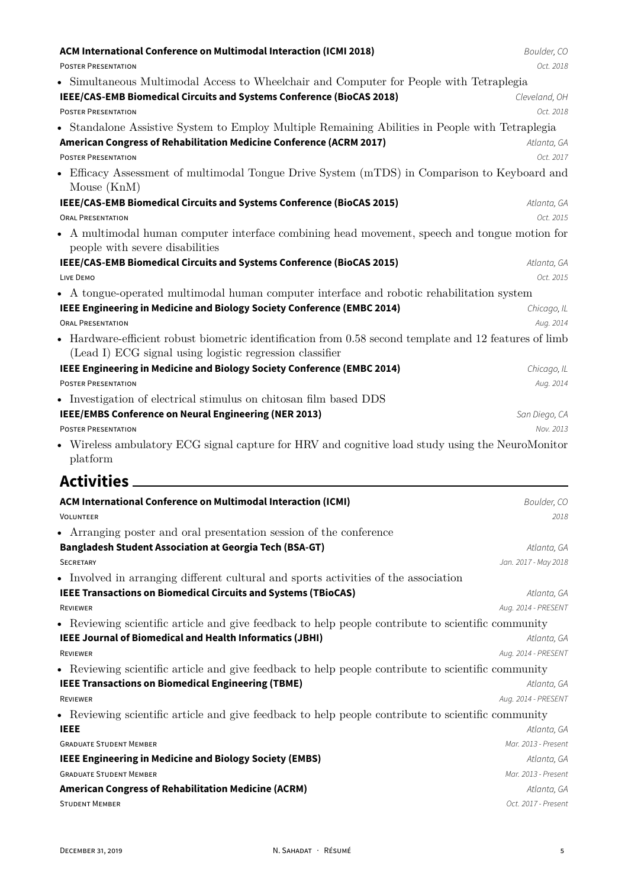**ACM International Conference on Multimodal Interaction (ICMI 2018)** *Boulder, CO*

Poster Presentation *Oct. 2018*

- Simultaneous Multimodal Access to Wheelchair and Computer for People with Tetraplegia

**IEEE/CAS-EMB Biomedical Circuits and Systems Conference (BioCAS 2018)** *Cleveland, OH*

Poster Presentation *Oct. 2018*

- Standalone Assistive System to Employ Multiple Remaining Abilities in People with Tetraplegia

**American Congress of Rehabilitation Medicine Conference (ACRM 2017)** *Atlanta, GA*

Poster Presentation *Oct. 2017*

- Efficacy Assessment of multimodal Tongue Drive System (mTDS) in Comparison to Keyboard and Mouse (KnM)

**IEEE/CAS-EMB Biomedical Circuits and Systems Conference (BioCAS 2015)** *Atlanta, GA*

Oral Presentation *Oct. 2015*

- A multimodal human computer interface combining head movement, speech and tongue motion for people with severe disabilities

**IEEE/CAS-EMB Biomedical Circuits and Systems Conference (BioCAS 2015)** *Atlanta, GA*

Live Demo *Oct. 2015*

- A tongue-operated multimodal human computer interface and robotic rehabilitation system

**IEEE Engineering in Medicine and Biology Society Conference (EMBC 2014)** *Chicago, IL*

Oral Presentation *Aug. 2014*

- Hardware-efficient robust biometric identification from 0.58 second template and 12 features of limb (Lead I) ECG signal using logistic regression classifier

**IEEE Engineering in Medicine and Biology Society Conference (EMBC 2014)** *Chicago, IL*

Poster Presentation *Aug. 2014*

- Investigation of electrical stimulus on chitosan film based DDS

**IEEE/EMBS Conference on Neural Engineering (NER 2013)** *San Diego, CA*

Poster Presentation *Nov. 2013*

- Wireless ambulatory ECG signal capture for HRV and cognitive load study using the NeuroMonitor platform

## Activities

**ACM International Conference on Multimodal Interaction (ICMI)** *Boulder, CO*

Volunteer *2018*

- Arranging poster and oral presentation session of the conference

**Bangladesh Student Association at Georgia Tech (BSA-GT)** *Atlanta, GA*

Secretary *Jan. 2017 - May 2018*

- Involved in arranging different cultural and sports activities of the association

**IEEE Transactions on Biomedical Circuits and Systems (TBioCAS)** *Atlanta, GA*

Reviewer *Aug. 2014 - PRESENT*

- Reviewing scientific article and give feedback to help people contribute to scientific community

**IEEE Journal of Biomedical and Health Informatics (JBHI)** *Atlanta, GA*

Reviewer *Aug. 2014 - PRESENT*

- Reviewing scientific article and give feedback to help people contribute to scientific community

**IEEE Transactions on Biomedical Engineering (TBME)** *Atlanta, GA*

Reviewer *Aug. 2014 - PRESENT*

- Reviewing scientific article and give feedback to help people contribute to scientific community

**IEEE** *Atlanta, GA*

Graduate Student Member *Mar. 2013 - Present*

**IEEE Engineering in Medicine and Biology Society (EMBS)** *Atlanta, GA*

Graduate Student Member *Mar. 2013 - Present*

**American Congress of Rehabilitation Medicine (ACRM)** *Atlanta, GA*

Student Member *Oct. 2017 - Present*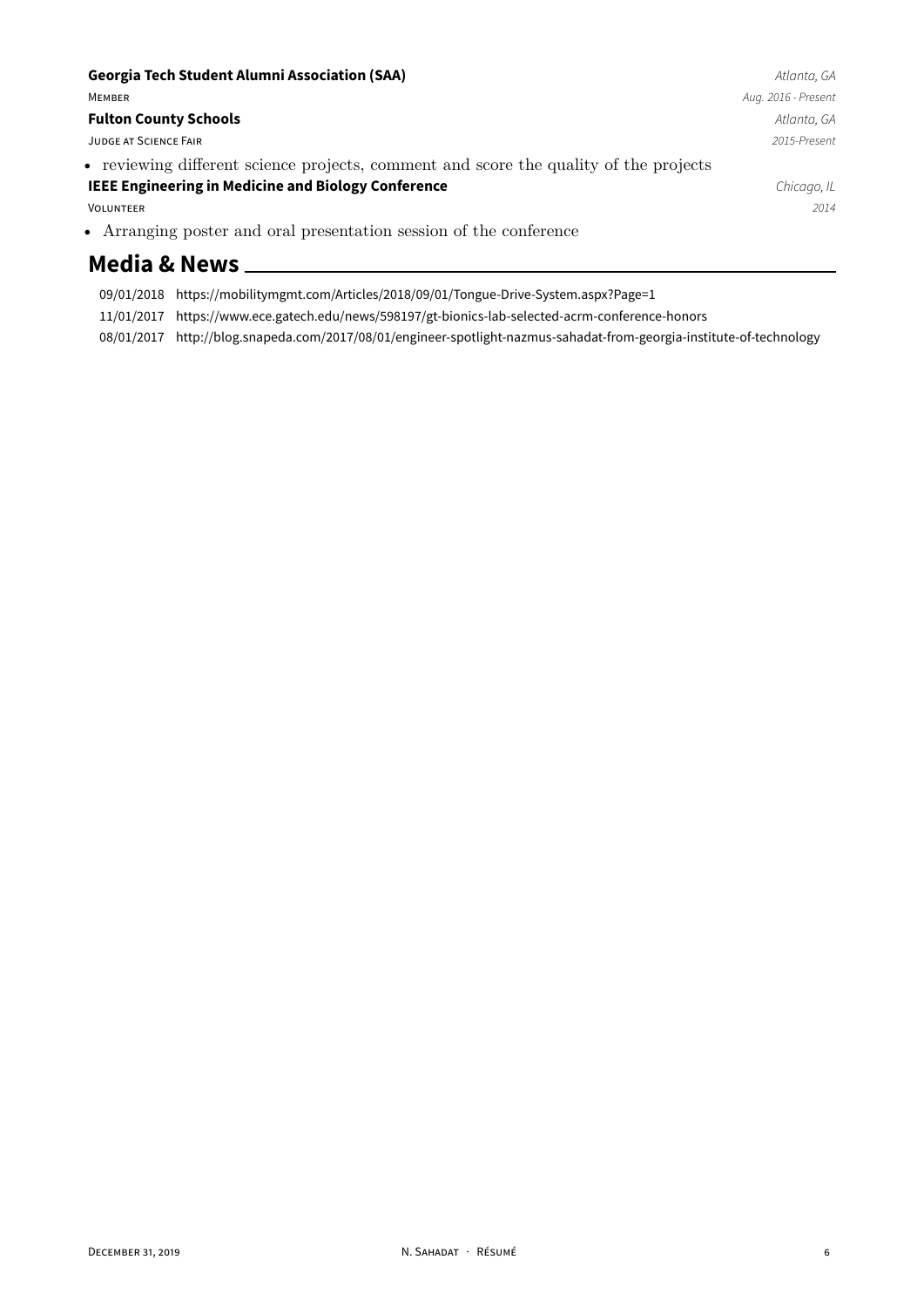**Georgia Tech Student Alumni Association (SAA)** *Atlanta, GA*
MEMBER *Aug. 2016 - Present*

**Fulton County Schools** *Atlanta, GA*
JUDGE AT SCIENCE FAIR *2015-Present*

- reviewing different science projects, comment and score the quality of the projects

**IEEE Engineering in Medicine and Biology Conference** *Chicago, IL*
VOLUNTEER *2014*

- Arranging poster and oral presentation session of the conference

## Media & News

09/01/2018 https://mobilitymgmt.com/Articles/2018/09/01/Tongue-Drive-System.aspx?Page=1
11/01/2017 https://www.ece.gatech.edu/news/598197/gt-bionics-lab-selected-acrm-conference-honors
08/01/2017 http://blog.snapeda.com/2017/08/01/engineer-spotlight-nazmus-sahadat-from-georgia-institute-of-technology